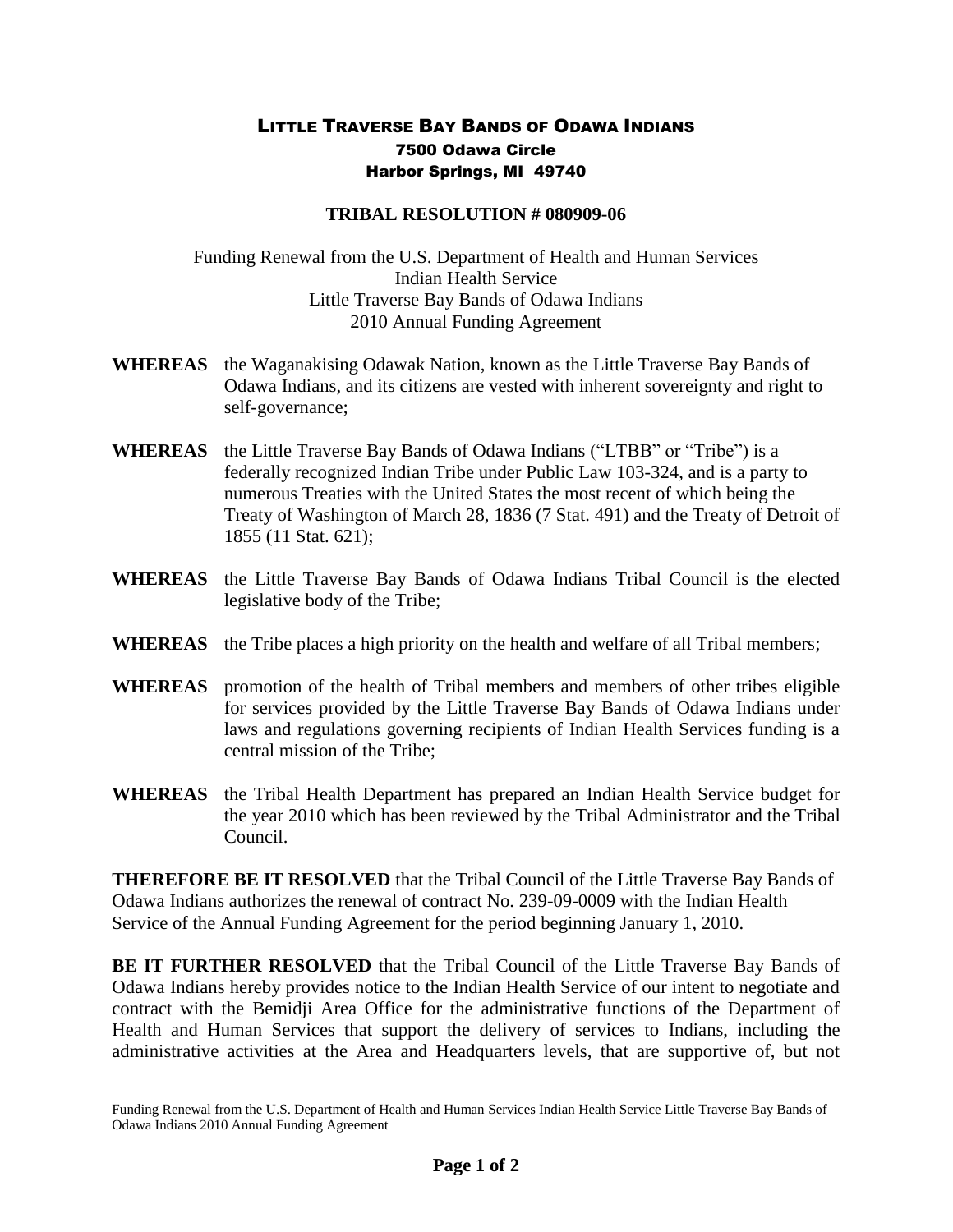# LITTLE TRAVERSE BAY BANDS OF ODAWA INDIANS

**7500 Odawa Circle**
**Harbor Springs, MI 49740**

## TRIBAL RESOLUTION # 080909-06

Funding Renewal from the U.S. Department of Health and Human Services
Indian Health Service
Little Traverse Bay Bands of Odawa Indians
2010 Annual Funding Agreement

**WHEREAS** the Waganakising Odawak Nation, known as the Little Traverse Bay Bands of Odawa Indians, and its citizens are vested with inherent sovereignty and right to self-governance;

**WHEREAS** the Little Traverse Bay Bands of Odawa Indians ("LTBB" or "Tribe") is a federally recognized Indian Tribe under Public Law 103-324, and is a party to numerous Treaties with the United States the most recent of which being the Treaty of Washington of March 28, 1836 (7 Stat. 491) and the Treaty of Detroit of 1855 (11 Stat. 621);

**WHEREAS** the Little Traverse Bay Bands of Odawa Indians Tribal Council is the elected legislative body of the Tribe;

**WHEREAS** the Tribe places a high priority on the health and welfare of all Tribal members;

**WHEREAS** promotion of the health of Tribal members and members of other tribes eligible for services provided by the Little Traverse Bay Bands of Odawa Indians under laws and regulations governing recipients of Indian Health Services funding is a central mission of the Tribe;

**WHEREAS** the Tribal Health Department has prepared an Indian Health Service budget for the year 2010 which has been reviewed by the Tribal Administrator and the Tribal Council.

**THEREFORE BE IT RESOLVED** that the Tribal Council of the Little Traverse Bay Bands of Odawa Indians authorizes the renewal of contract No. 239-09-0009 with the Indian Health Service of the Annual Funding Agreement for the period beginning January 1, 2010.

**BE IT FURTHER RESOLVED** that the Tribal Council of the Little Traverse Bay Bands of Odawa Indians hereby provides notice to the Indian Health Service of our intent to negotiate and contract with the Bemidji Area Office for the administrative functions of the Department of Health and Human Services that support the delivery of services to Indians, including the administrative activities at the Area and Headquarters levels, that are supportive of, but not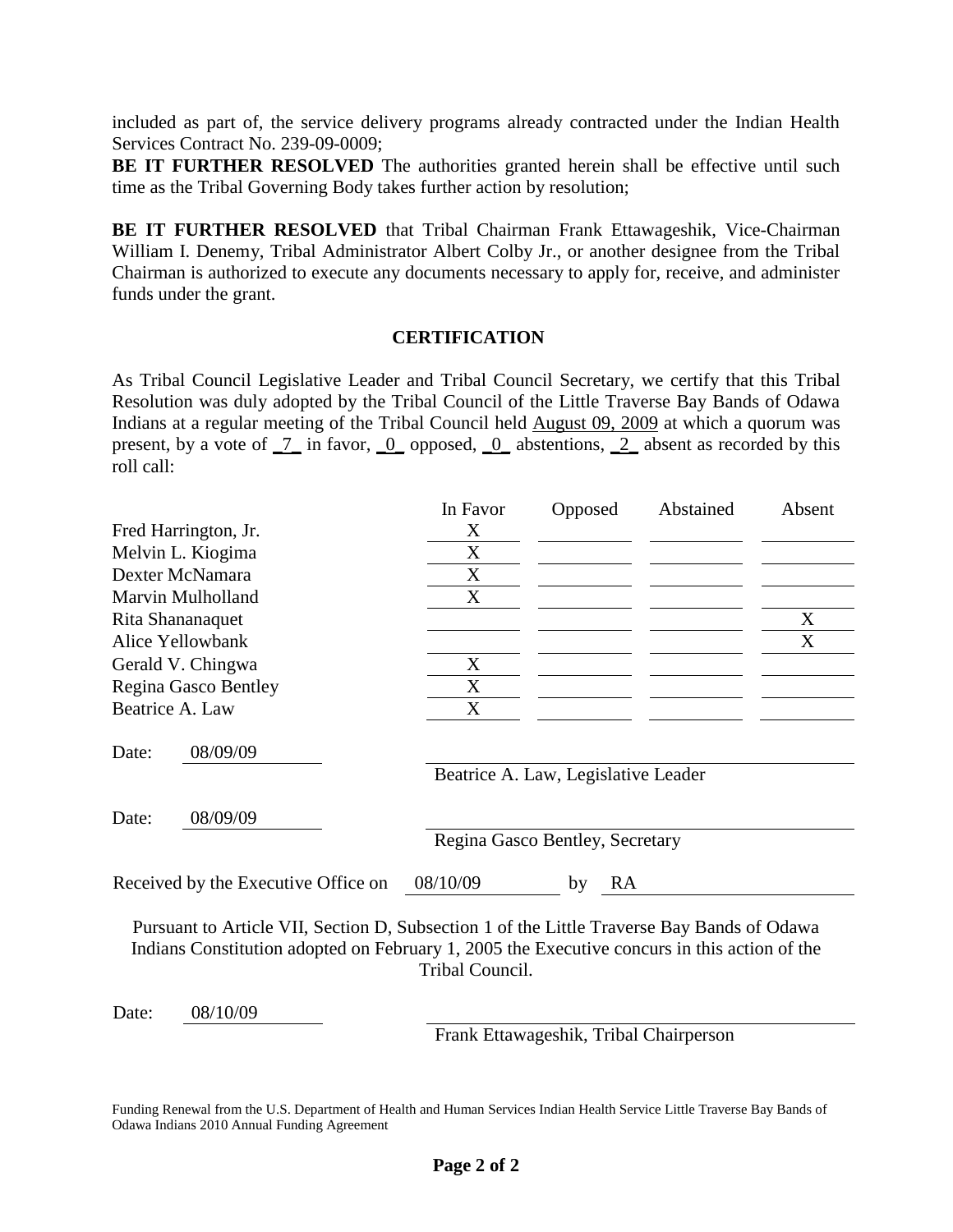included as part of, the service delivery programs already contracted under the Indian Health Services Contract No. 239-09-0009;

**BE IT FURTHER RESOLVED** The authorities granted herein shall be effective until such time as the Tribal Governing Body takes further action by resolution;

**BE IT FURTHER RESOLVED** that Tribal Chairman Frank Ettawageshik, Vice-Chairman William I. Denemy, Tribal Administrator Albert Colby Jr., or another designee from the Tribal Chairman is authorized to execute any documents necessary to apply for, receive, and administer funds under the grant.

## CERTIFICATION

As Tribal Council Legislative Leader and Tribal Council Secretary, we certify that this Tribal Resolution was duly adopted by the Tribal Council of the Little Traverse Bay Bands of Odawa Indians at a regular meeting of the Tribal Council held August 09, 2009 at which a quorum was present, by a vote of _7_ in favor, _0_ opposed, _0_ abstentions, _2_ absent as recorded by this roll call:

| | In Favor | Opposed | Abstained | Absent |
|---|---|---|---|---|
| Fred Harrington, Jr. | X | | | |
| Melvin L. Kiogima | X | | | |
| Dexter McNamara | X | | | |
| Marvin Mulholland | X | | | |
| Rita Shananaquet | | | | X |
| Alice Yellowbank | | | | X |
| Gerald V. Chingwa | X | | | |
| Regina Gasco Bentley | X | | | |
| Beatrice A. Law | X | | | |

Date: 08/09/09

Beatrice A. Law, Legislative Leader

Date: 08/09/09

Regina Gasco Bentley, Secretary

Received by the Executive Office on 08/10/09 by RA

Pursuant to Article VII, Section D, Subsection 1 of the Little Traverse Bay Bands of Odawa Indians Constitution adopted on February 1, 2005 the Executive concurs in this action of the Tribal Council.

Date: 08/10/09

Frank Ettawageshik, Tribal Chairperson

Funding Renewal from the U.S. Department of Health and Human Services Indian Health Service Little Traverse Bay Bands of Odawa Indians 2010 Annual Funding Agreement